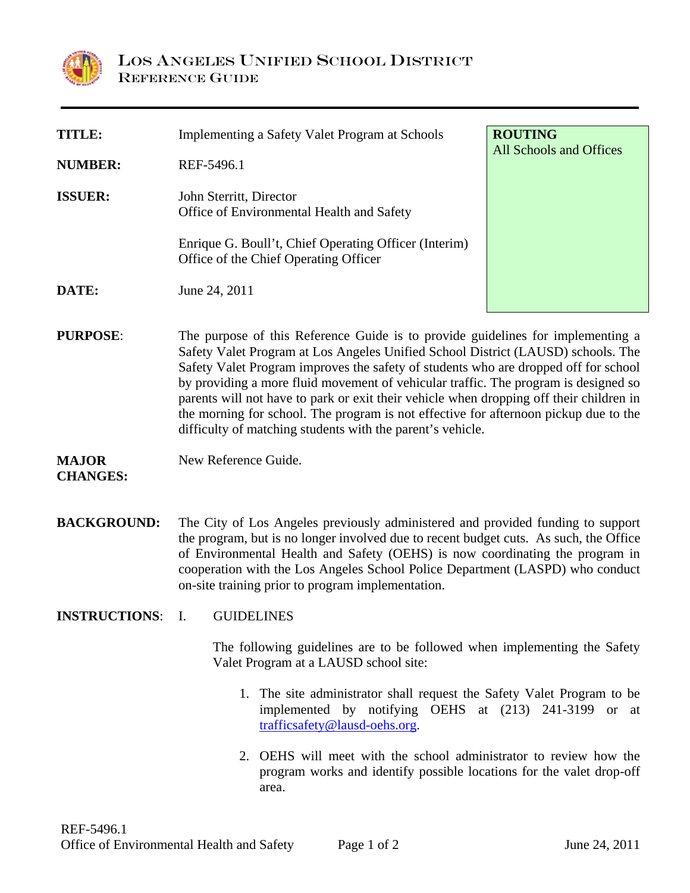# LOS ANGELES UNIFIED SCHOOL DISTRICT
## REFERENCE GUIDE

| | |
|---|---|
| **TITLE:** | Implementing a Safety Valet Program at Schools |
| **NUMBER:** | REF-5496.1 |
| **ISSUER:** | John Sterritt, Director<br>Office of Environmental Health and Safety<br><br>Enrique G. Boull't, Chief Operating Officer (Interim)<br>Office of the Chief Operating Officer |
| **DATE:** | June 24, 2011 |

**ROUTING**
All Schools and Offices

**PURPOSE**: The purpose of this Reference Guide is to provide guidelines for implementing a Safety Valet Program at Los Angeles Unified School District (LAUSD) schools. The Safety Valet Program improves the safety of students who are dropped off for school by providing a more fluid movement of vehicular traffic. The program is designed so parents will not have to park or exit their vehicle when dropping off their children in the morning for school. The program is not effective for afternoon pickup due to the difficulty of matching students with the parent's vehicle.

**MAJOR CHANGES:** New Reference Guide.

**BACKGROUND:** The City of Los Angeles previously administered and provided funding to support the program, but is no longer involved due to recent budget cuts. As such, the Office of Environmental Health and Safety (OEHS) is now coordinating the program in cooperation with the Los Angeles School Police Department (LASPD) who conduct on-site training prior to program implementation.

**INSTRUCTIONS**: I. GUIDELINES

The following guidelines are to be followed when implementing the Safety Valet Program at a LAUSD school site:

1. The site administrator shall request the Safety Valet Program to be implemented by notifying OEHS at (213) 241-3199 or at trafficsafety@lausd-oehs.org.

2. OEHS will meet with the school administrator to review how the program works and identify possible locations for the valet drop-off area.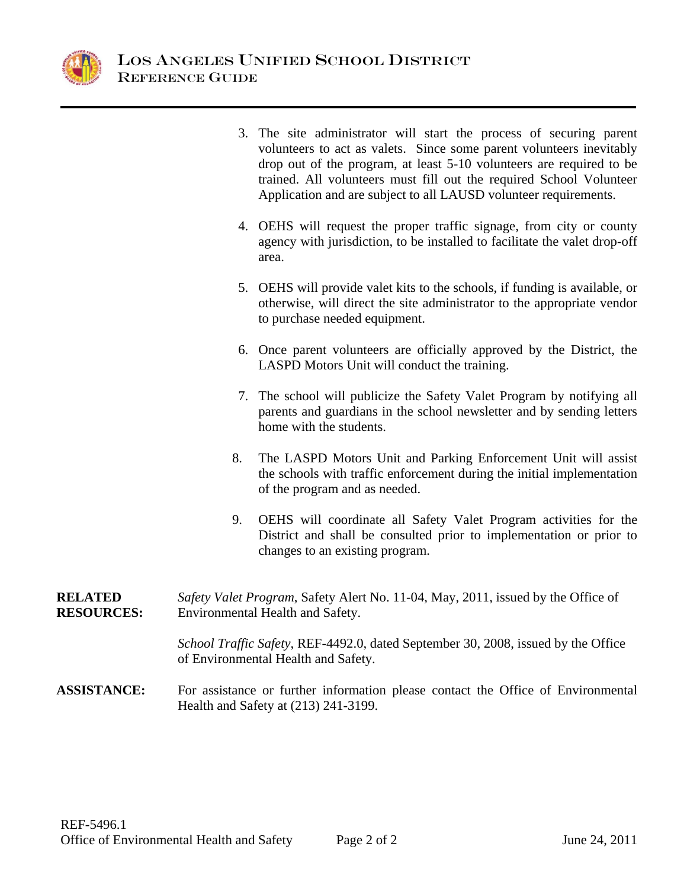3. The site administrator will start the process of securing parent volunteers to act as valets. Since some parent volunteers inevitably drop out of the program, at least 5-10 volunteers are required to be trained. All volunteers must fill out the required School Volunteer Application and are subject to all LAUSD volunteer requirements.

4. OEHS will request the proper traffic signage, from city or county agency with jurisdiction, to be installed to facilitate the valet drop-off area.

5. OEHS will provide valet kits to the schools, if funding is available, or otherwise, will direct the site administrator to the appropriate vendor to purchase needed equipment.

6. Once parent volunteers are officially approved by the District, the LASPD Motors Unit will conduct the training.

7. The school will publicize the Safety Valet Program by notifying all parents and guardians in the school newsletter and by sending letters home with the students.

8. The LASPD Motors Unit and Parking Enforcement Unit will assist the schools with traffic enforcement during the initial implementation of the program and as needed.

9. OEHS will coordinate all Safety Valet Program activities for the District and shall be consulted prior to implementation or prior to changes to an existing program.

**RELATED RESOURCES:**

*Safety Valet Program*, Safety Alert No. 11-04, May, 2011, issued by the Office of Environmental Health and Safety.

*School Traffic Safety*, REF-4492.0, dated September 30, 2008, issued by the Office of Environmental Health and Safety.

**ASSISTANCE:**

For assistance or further information please contact the Office of Environmental Health and Safety at (213) 241-3199.